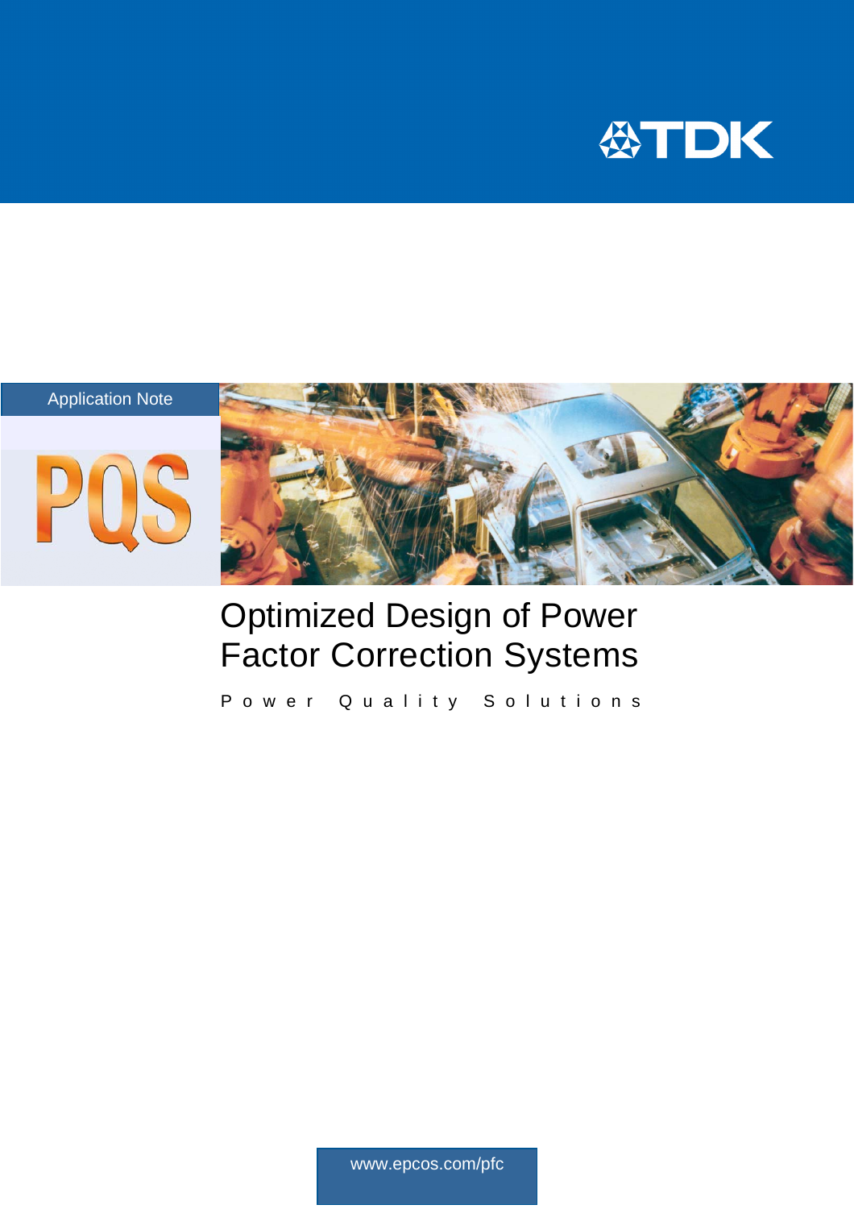TDK

Application Note

PQS

# Optimized Design of Power Factor Correction Systems

Power Quality Solutions

www.epcos.com/pfc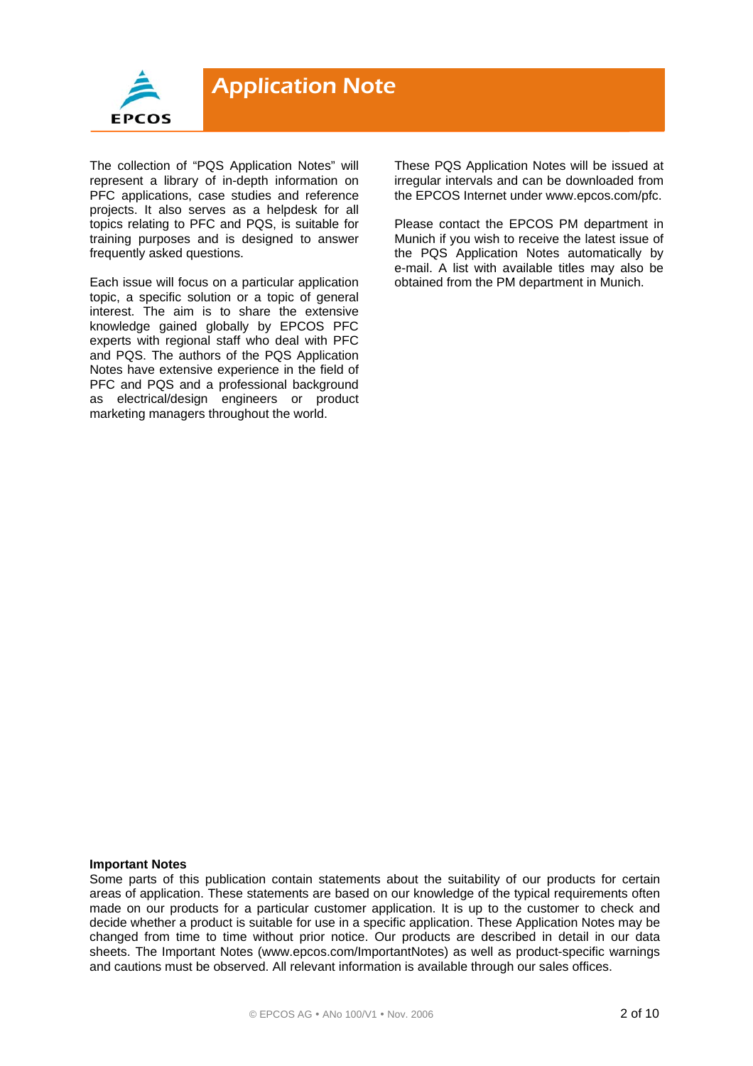The collection of "PQS Application Notes" will represent a library of in-depth information on PFC applications, case studies and reference projects. It also serves as a helpdesk for all topics relating to PFC and PQS, is suitable for training purposes and is designed to answer frequently asked questions.

Each issue will focus on a particular application topic, a specific solution or a topic of general interest. The aim is to share the extensive knowledge gained globally by EPCOS PFC experts with regional staff who deal with PFC and PQS. The authors of the PQS Application Notes have extensive experience in the field of PFC and PQS and a professional background as electrical/design engineers or product marketing managers throughout the world.

These PQS Application Notes will be issued at irregular intervals and can be downloaded from the EPCOS Internet under www.epcos.com/pfc.

Please contact the EPCOS PM department in Munich if you wish to receive the latest issue of the PQS Application Notes automatically by e-mail. A list with available titles may also be obtained from the PM department in Munich.

**Important Notes**

Some parts of this publication contain statements about the suitability of our products for certain areas of application. These statements are based on our knowledge of the typical requirements often made on our products for a particular customer application. It is up to the customer to check and decide whether a product is suitable for use in a specific application. These Application Notes may be changed from time to time without prior notice. Our products are described in detail in our data sheets. The Important Notes (www.epcos.com/ImportantNotes) as well as product-specific warnings and cautions must be observed. All relevant information is available through our sales offices.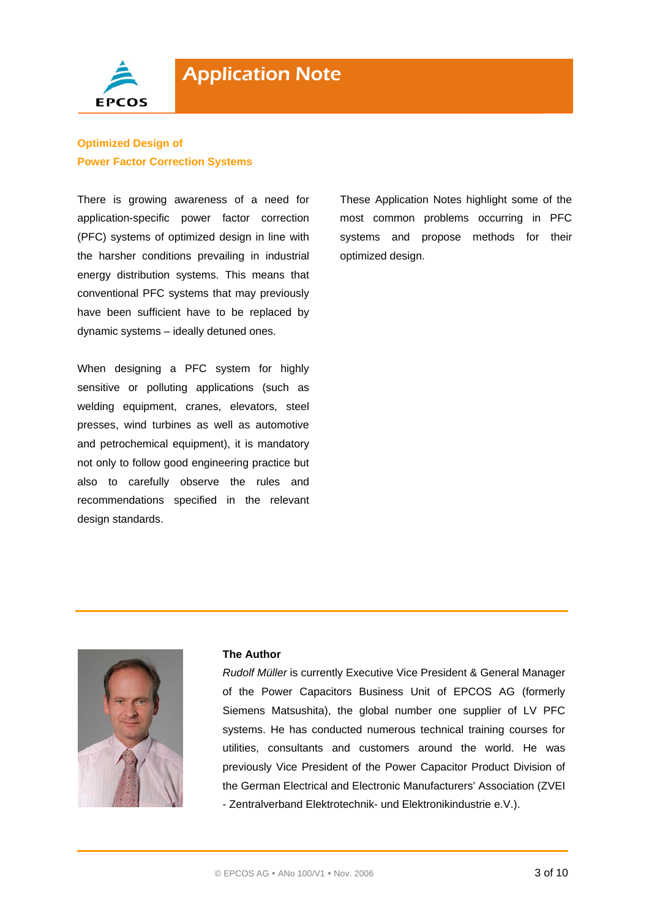# Application Note

## Optimized Design of Power Factor Correction Systems

There is growing awareness of a need for application-specific power factor correction (PFC) systems of optimized design in line with the harsher conditions prevailing in industrial energy distribution systems. This means that conventional PFC systems that may previously have been sufficient have to be replaced by dynamic systems – ideally detuned ones.

When designing a PFC system for highly sensitive or polluting applications (such as welding equipment, cranes, elevators, steel presses, wind turbines as well as automotive and petrochemical equipment), it is mandatory not only to follow good engineering practice but also to carefully observe the rules and recommendations specified in the relevant design standards.

These Application Notes highlight some of the most common problems occurring in PFC systems and propose methods for their optimized design.

**The Author**

*Rudolf Müller* is currently Executive Vice President & General Manager of the Power Capacitors Business Unit of EPCOS AG (formerly Siemens Matsushita), the global number one supplier of LV PFC systems. He has conducted numerous technical training courses for utilities, consultants and customers around the world. He was previously Vice President of the Power Capacitor Product Division of the German Electrical and Electronic Manufacturers' Association (ZVEI - Zentralverband Elektrotechnik- und Elektronikindustrie e.V.).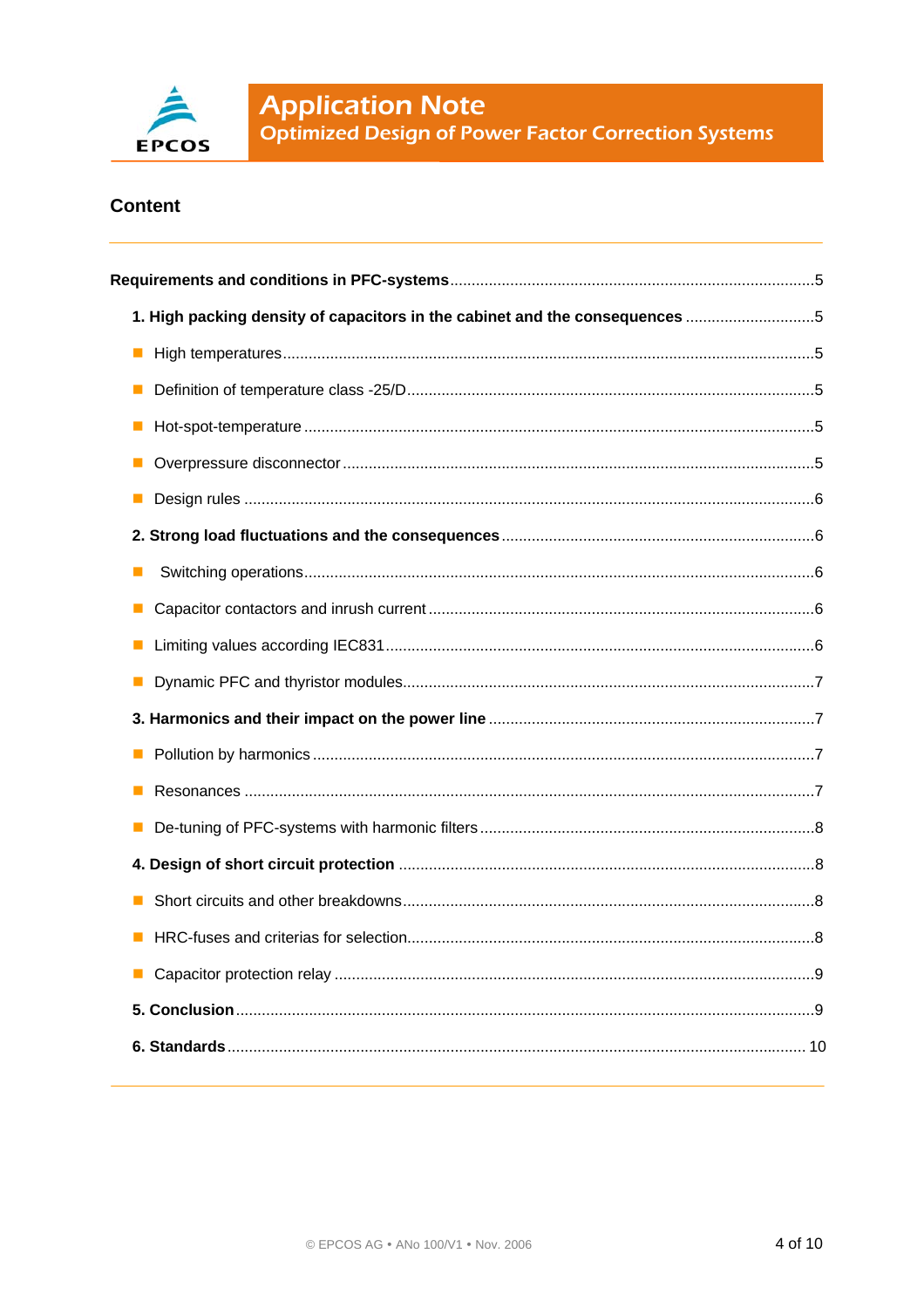## Content

**Requirements and conditions in PFC-systems** ..... 5

**1. High packing density of capacitors in the cabinet and the consequences** ..... 5

- High temperatures ..... 5
- Definition of temperature class -25/D ..... 5
- Hot-spot-temperature ..... 5
- Overpressure disconnector ..... 5
- Design rules ..... 6

**2. Strong load fluctuations and the consequences** ..... 6

- Switching operations ..... 6
- Capacitor contactors and inrush current ..... 6
- Limiting values according IEC831 ..... 6
- Dynamic PFC and thyristor modules ..... 7

**3. Harmonics and their impact on the power line** ..... 7

- Pollution by harmonics ..... 7
- Resonances ..... 7
- De-tuning of PFC-systems with harmonic filters ..... 8

**4. Design of short circuit protection** ..... 8

- Short circuits and other breakdowns ..... 8
- HRC-fuses and criterias for selection ..... 8
- Capacitor protection relay ..... 9

**5. Conclusion** ..... 9

**6. Standards** ..... 10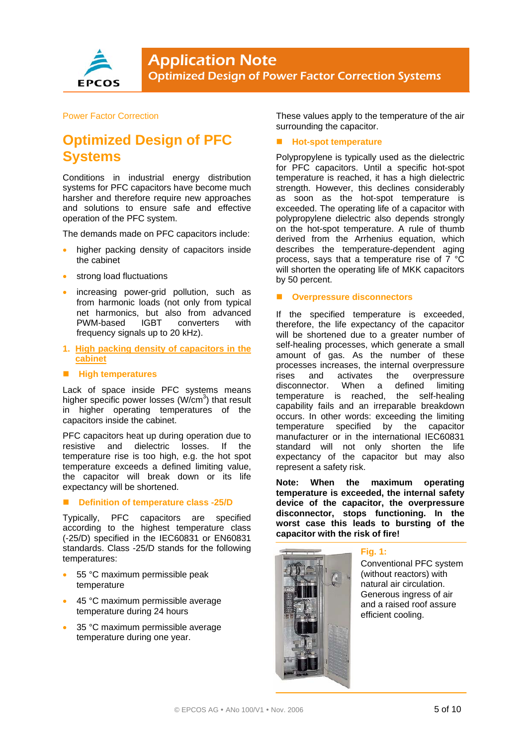Power Factor Correction

# Optimized Design of PFC Systems

Conditions in industrial energy distribution systems for PFC capacitors have become much harsher and therefore require new approaches and solutions to ensure safe and effective operation of the PFC system.

The demands made on PFC capacitors include:

- higher packing density of capacitors inside the cabinet
- strong load fluctuations
- increasing power-grid pollution, such as from harmonic loads (not only from typical net harmonics, but also from advanced PWM-based IGBT converters with frequency signals up to 20 kHz).

## 1. High packing density of capacitors in the cabinet

### High temperatures

Lack of space inside PFC systems means higher specific power losses (W/cm$^3$) that result in higher operating temperatures of the capacitors inside the cabinet.

PFC capacitors heat up during operation due to resistive and dielectric losses. If the temperature rise is too high, e.g. the hot spot temperature exceeds a defined limiting value, the capacitor will break down or its life expectancy will be shortened.

### Definition of temperature class -25/D

Typically, PFC capacitors are specified according to the highest temperature class (-25/D) specified in the IEC60831 or EN60831 standards. Class -25/D stands for the following temperatures:

- 55 °C maximum permissible peak temperature
- 45 °C maximum permissible average temperature during 24 hours
- 35 °C maximum permissible average temperature during one year.

These values apply to the temperature of the air surrounding the capacitor.

### Hot-spot temperature

Polypropylene is typically used as the dielectric for PFC capacitors. Until a specific hot-spot temperature is reached, it has a high dielectric strength. However, this declines considerably as soon as the hot-spot temperature is exceeded. The operating life of a capacitor with polypropylene dielectric also depends strongly on the hot-spot temperature. A rule of thumb derived from the Arrhenius equation, which describes the temperature-dependent aging process, says that a temperature rise of 7 °C will shorten the operating life of MKK capacitors by 50 percent.

### Overpressure disconnectors

If the specified temperature is exceeded, therefore, the life expectancy of the capacitor will be shortened due to a greater number of self-healing processes, which generate a small amount of gas. As the number of these processes increases, the internal overpressure rises and activates the overpressure disconnector. When a defined limiting temperature is reached, the self-healing capability fails and an irreparable breakdown occurs. In other words: exceeding the limiting temperature specified by the capacitor manufacturer or in the international IEC60831 standard will not only shorten the life expectancy of the capacitor but may also represent a safety risk.

**Note: When the maximum operating temperature is exceeded, the internal safety device of the capacitor, the overpressure disconnector, stops functioning. In the worst case this leads to bursting of the capacitor with the risk of fire!**

**Fig. 1:**
Conventional PFC system (without reactors) with natural air circulation. Generous ingress of air and a raised roof assure efficient cooling.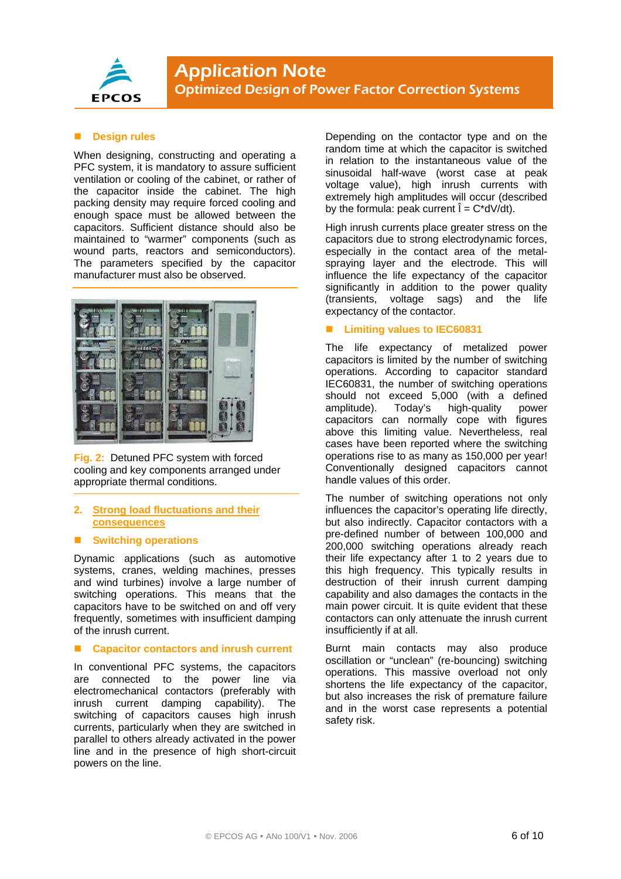## Design rules

When designing, constructing and operating a PFC system, it is mandatory to assure sufficient ventilation or cooling of the cabinet, or rather of the capacitor inside the cabinet. The high packing density may require forced cooling and enough space must be allowed between the capacitors. Sufficient distance should also be maintained to "warmer" components (such as wound parts, reactors and semiconductors). The parameters specified by the capacitor manufacturer must also be observed.

Fig. 2: Detuned PFC system with forced cooling and key components arranged under appropriate thermal conditions.

## 2. Strong load fluctuations and their consequences

### Switching operations

Dynamic applications (such as automotive systems, cranes, welding machines, presses and wind turbines) involve a large number of switching operations. This means that the capacitors have to be switched on and off very frequently, sometimes with insufficient damping of the inrush current.

### Capacitor contactors and inrush current

In conventional PFC systems, the capacitors are connected to the power line via electromechanical contactors (preferably with inrush current damping capability). The switching of capacitors causes high inrush currents, particularly when they are switched in parallel to others already activated in the power line and in the presence of high short-circuit powers on the line.

Depending on the contactor type and on the random time at which the capacitor is switched in relation to the instantaneous value of the sinusoidal half-wave (worst case at peak voltage value), high inrush currents with extremely high amplitudes will occur (described by the formula: peak current $\hat{I} = C{*}dV/dt$).

High inrush currents place greater stress on the capacitors due to strong electrodynamic forces, especially in the contact area of the metal-spraying layer and the electrode. This will influence the life expectancy of the capacitor significantly in addition to the power quality (transients, voltage sags) and the life expectancy of the contactor.

### Limiting values to IEC60831

The life expectancy of metalized power capacitors is limited by the number of switching operations. According to capacitor standard IEC60831, the number of switching operations should not exceed 5,000 (with a defined amplitude). Today's high-quality power capacitors can normally cope with figures above this limiting value. Nevertheless, real cases have been reported where the switching operations rise to as many as 150,000 per year! Conventionally designed capacitors cannot handle values of this order.

The number of switching operations not only influences the capacitor's operating life directly, but also indirectly. Capacitor contactors with a pre-defined number of between 100,000 and 200,000 switching operations already reach their life expectancy after 1 to 2 years due to this high frequency. This typically results in destruction of their inrush current damping capability and also damages the contacts in the main power circuit. It is quite evident that these contactors can only attenuate the inrush current insufficiently if at all.

Burnt main contacts may also produce oscillation or "unclean" (re-bouncing) switching operations. This massive overload not only shortens the life expectancy of the capacitor, but also increases the risk of premature failure and in the worst case represents a potential safety risk.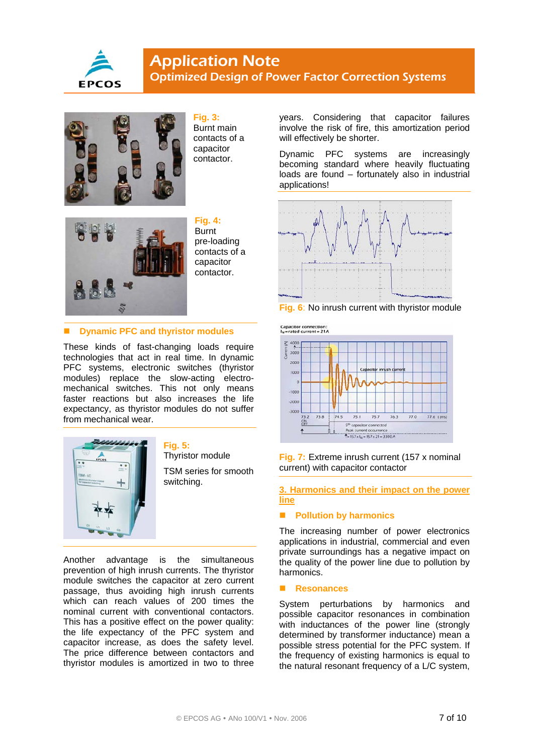**Fig. 3:** Burnt main contacts of a capacitor contactor.

**Fig. 4:** Burnt pre-loading contacts of a capacitor contactor.

### Dynamic PFC and thyristor modules

These kinds of fast-changing loads require technologies that act in real time. In dynamic PFC systems, electronic switches (thyristor modules) replace the slow-acting electro-mechanical switches. This not only means faster reactions but also increases the life expectancy, as thyristor modules do not suffer from mechanical wear.

**Fig. 5:** Thyristor module

TSM series for smooth switching.

Another advantage is the simultaneous prevention of high inrush currents. The thyristor module switches the capacitor at zero current passage, thus avoiding high inrush currents which can reach values of 200 times the nominal current with conventional contactors. This has a positive effect on the power quality: the life expectancy of the PFC system and capacitor increase, as does the safety level. The price difference between contactors and thyristor modules is amortized in two to three years. Considering that capacitor failures involve the risk of fire, this amortization period will effectively be shorter.

Dynamic PFC systems are increasingly becoming standard where heavily fluctuating loads are found – fortunately also in industrial applications!

**Fig. 6:** No inrush current with thyristor module

**Fig. 7:** Extreme inrush current (157 x nominal current) with capacitor contactor

## 3. Harmonics and their impact on the power line

### Pollution by harmonics

The increasing number of power electronics applications in industrial, commercial and even private consumers has a negative impact on the quality of the power line due to pollution by harmonics.

### Resonances

System perturbations by harmonics and possible capacitor resonances in combination with inductances of the power line (strongly determined by transformer inductance) mean a possible stress potential for the PFC system. If the frequency of existing harmonics is equal to the natural resonant frequency of a L/C system,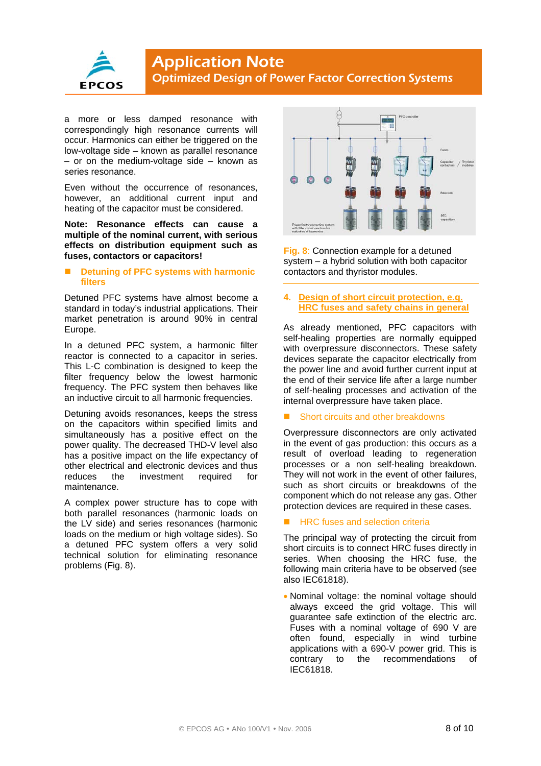a more or less damped resonance with correspondingly high resonance currents will occur. Harmonics can either be triggered on the low-voltage side – known as parallel resonance – or on the medium-voltage side – known as series resonance.

Even without the occurrence of resonances, however, an additional current input and heating of the capacitor must be considered.

**Note: Resonance effects can cause a multiple of the nominal current, with serious effects on distribution equipment such as fuses, contactors or capacitors!**

### Detuning of PFC systems with harmonic filters

Detuned PFC systems have almost become a standard in today's industrial applications. Their market penetration is around 90% in central Europe.

In a detuned PFC system, a harmonic filter reactor is connected to a capacitor in series. This L-C combination is designed to keep the filter frequency below the lowest harmonic frequency. The PFC system then behaves like an inductive circuit to all harmonic frequencies.

Detuning avoids resonances, keeps the stress on the capacitors within specified limits and simultaneously has a positive effect on the power quality. The decreased THD-V level also has a positive impact on the life expectancy of other electrical and electronic devices and thus reduces the investment required for maintenance.

A complex power structure has to cope with both parallel resonances (harmonic loads on the LV side) and series resonances (harmonic loads on the medium or high voltage sides). So a detuned PFC system offers a very solid technical solution for eliminating resonance problems (Fig. 8).

**Fig. 8**: Connection example for a detuned system – a hybrid solution with both capacitor contactors and thyristor modules.

## 4. Design of short circuit protection, e.g. HRC fuses and safety chains in general

As already mentioned, PFC capacitors with self-healing properties are normally equipped with overpressure disconnectors. These safety devices separate the capacitor electrically from the power line and avoid further current input at the end of their service life after a large number of self-healing processes and activation of the internal overpressure have taken place.

### Short circuits and other breakdowns

Overpressure disconnectors are only activated in the event of gas production: this occurs as a result of overload leading to regeneration processes or a non self-healing breakdown. They will not work in the event of other failures, such as short circuits or breakdowns of the component which do not release any gas. Other protection devices are required in these cases.

### HRC fuses and selection criteria

The principal way of protecting the circuit from short circuits is to connect HRC fuses directly in series. When choosing the HRC fuse, the following main criteria have to be observed (see also IEC61818).

- Nominal voltage: the nominal voltage should always exceed the grid voltage. This will guarantee safe extinction of the electric arc. Fuses with a nominal voltage of 690 V are often found, especially in wind turbine applications with a 690-V power grid. This is contrary to the recommendations of IEC61818.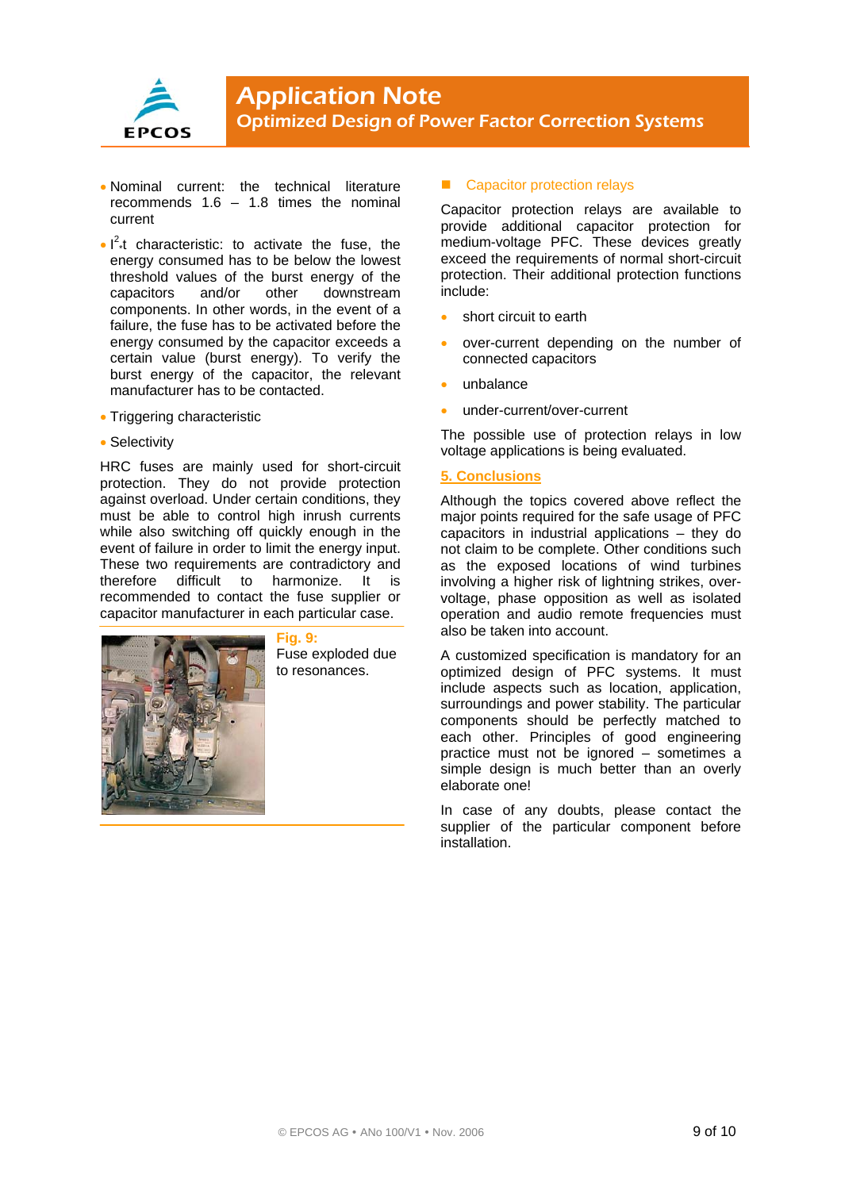- Nominal current: the technical literature recommends 1.6 – 1.8 times the nominal current
- $I^2 t$ characteristic: to activate the fuse, the energy consumed has to be below the lowest threshold values of the burst energy of the capacitors and/or other downstream components. In other words, in the event of a failure, the fuse has to be activated before the energy consumed by the capacitor exceeds a certain value (burst energy). To verify the burst energy of the capacitor, the relevant manufacturer has to be contacted.
- Triggering characteristic
- Selectivity

HRC fuses are mainly used for short-circuit protection. They do not provide protection against overload. Under certain conditions, they must be able to control high inrush currents while also switching off quickly enough in the event of failure in order to limit the energy input. These two requirements are contradictory and therefore difficult to harmonize. It is recommended to contact the fuse supplier or capacitor manufacturer in each particular case.

**Fig. 9:** Fuse exploded due to resonances.

### Capacitor protection relays

Capacitor protection relays are available to provide additional capacitor protection for medium-voltage PFC. These devices greatly exceed the requirements of normal short-circuit protection. Their additional protection functions include:

- short circuit to earth
- over-current depending on the number of connected capacitors
- unbalance
- under-current/over-current

The possible use of protection relays in low voltage applications is being evaluated.

## 5. Conclusions

Although the topics covered above reflect the major points required for the safe usage of PFC capacitors in industrial applications – they do not claim to be complete. Other conditions such as the exposed locations of wind turbines involving a higher risk of lightning strikes, over-voltage, phase opposition as well as isolated operation and audio remote frequencies must also be taken into account.

A customized specification is mandatory for an optimized design of PFC systems. It must include aspects such as location, application, surroundings and power stability. The particular components should be perfectly matched to each other. Principles of good engineering practice must not be ignored – sometimes a simple design is much better than an overly elaborate one!

In case of any doubts, please contact the supplier of the particular component before installation.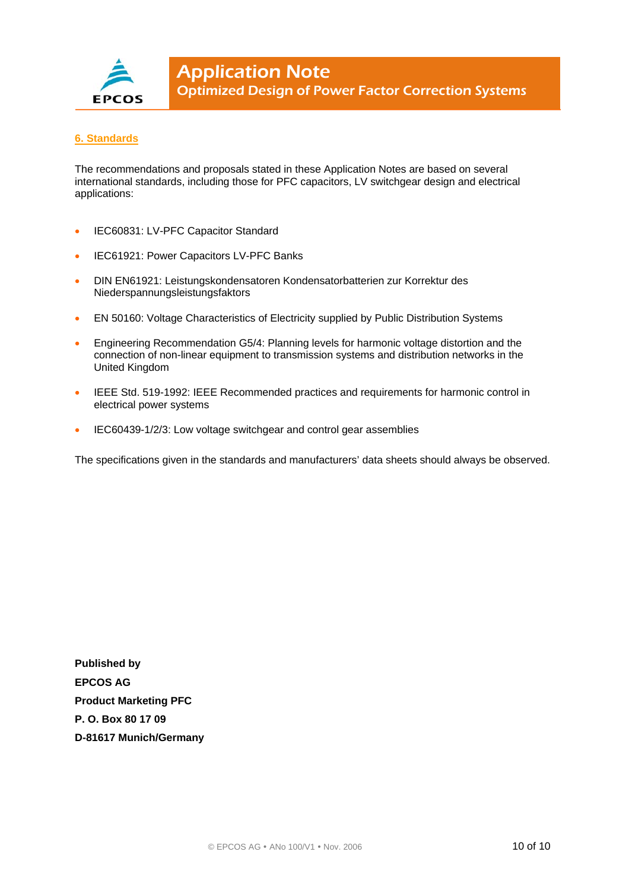## 6. Standards

The recommendations and proposals stated in these Application Notes are based on several international standards, including those for PFC capacitors, LV switchgear design and electrical applications:

- IEC60831: LV-PFC Capacitor Standard
- IEC61921: Power Capacitors LV-PFC Banks
- DIN EN61921: Leistungskondensatoren Kondensatorbatterien zur Korrektur des Niederspannungsleistungsfaktors
- EN 50160: Voltage Characteristics of Electricity supplied by Public Distribution Systems
- Engineering Recommendation G5/4: Planning levels for harmonic voltage distortion and the connection of non-linear equipment to transmission systems and distribution networks in the United Kingdom
- IEEE Std. 519-1992: IEEE Recommended practices and requirements for harmonic control in electrical power systems
- IEC60439-1/2/3: Low voltage switchgear and control gear assemblies

The specifications given in the standards and manufacturers' data sheets should always be observed.

**Published by**

**EPCOS AG**

**Product Marketing PFC**

**P. O. Box 80 17 09**

**D-81617 Munich/Germany**